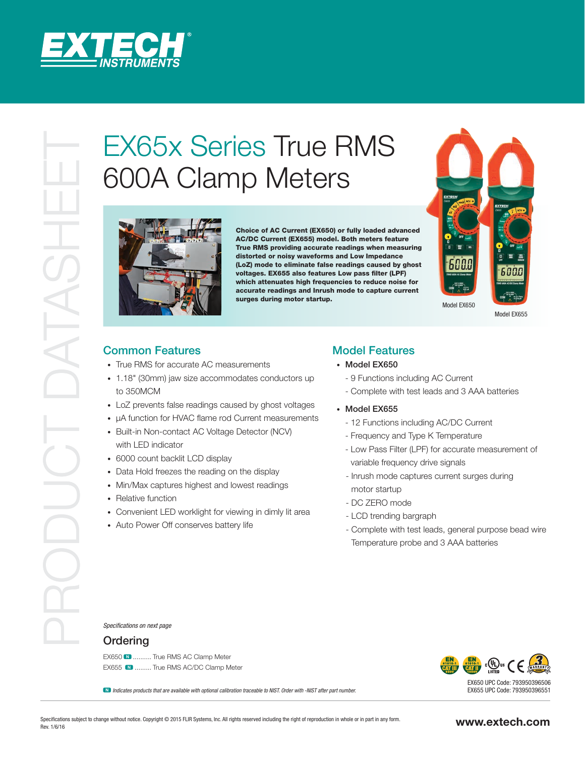# EX65x Series True RMS 600A Clamp Meters

**Choice of AC Current (EX650) or fully loaded advanced AC/DC Current (EX655) model. Both meters feature True RMS providing accurate readings when measuring distorted or noisy waveforms and Low Impedance (LoZ) mode to eliminate false readings caused by ghost voltages. EX655 also features Low pass filter (LPF) which attenuates high frequencies to reduce noise for accurate readings and Inrush mode to capture current surges during motor startup.**

Model EX650

Model EX655

## Common Features

- True RMS for accurate AC measurements
- 1.18" (30mm) jaw size accommodates conductors up to 350MCM
- LoZ prevents false readings caused by ghost voltages
- µA function for HVAC flame rod Current measurements
- Built-in Non-contact AC Voltage Detector (NCV) with LED indicator
- 6000 count backlit LCD display
- Data Hold freezes the reading on the display
- Min/Max captures highest and lowest readings
- Relative function
- Convenient LED worklight for viewing in dimly lit area
- Auto Power Off conserves battery life

## Model Features

- **Model EX650**
  - 9 Functions including AC Current
  - Complete with test leads and 3 AAA batteries
- **Model EX655**
  - 12 Functions including AC/DC Current
  - Frequency and Type K Temperature
  - Low Pass Filter (LPF) for accurate measurement of variable frequency drive signals
  - Inrush mode captures current surges during motor startup
  - DC ZERO mode
  - LCD trending bargraph
  - Complete with test leads, general purpose bead wire Temperature probe and 3 AAA batteries

*Specifications on next page*

## Ordering

EX650 N .......... True RMS AC Clamp Meter

EX655 N ......... True RMS AC/DC Clamp Meter

*N Indicates products that are available with optional calibration traceable to NIST. Order with -NIST after part number.*

EX650 UPC Code: 793950396506

EX655 UPC Code: 793950396551

Specifications subject to change without notice. Copyright © 2015 FLIR Systems, Inc. All rights reserved including the right of reproduction in whole or in part in any form.
Rev. 1/6/16

www.extech.com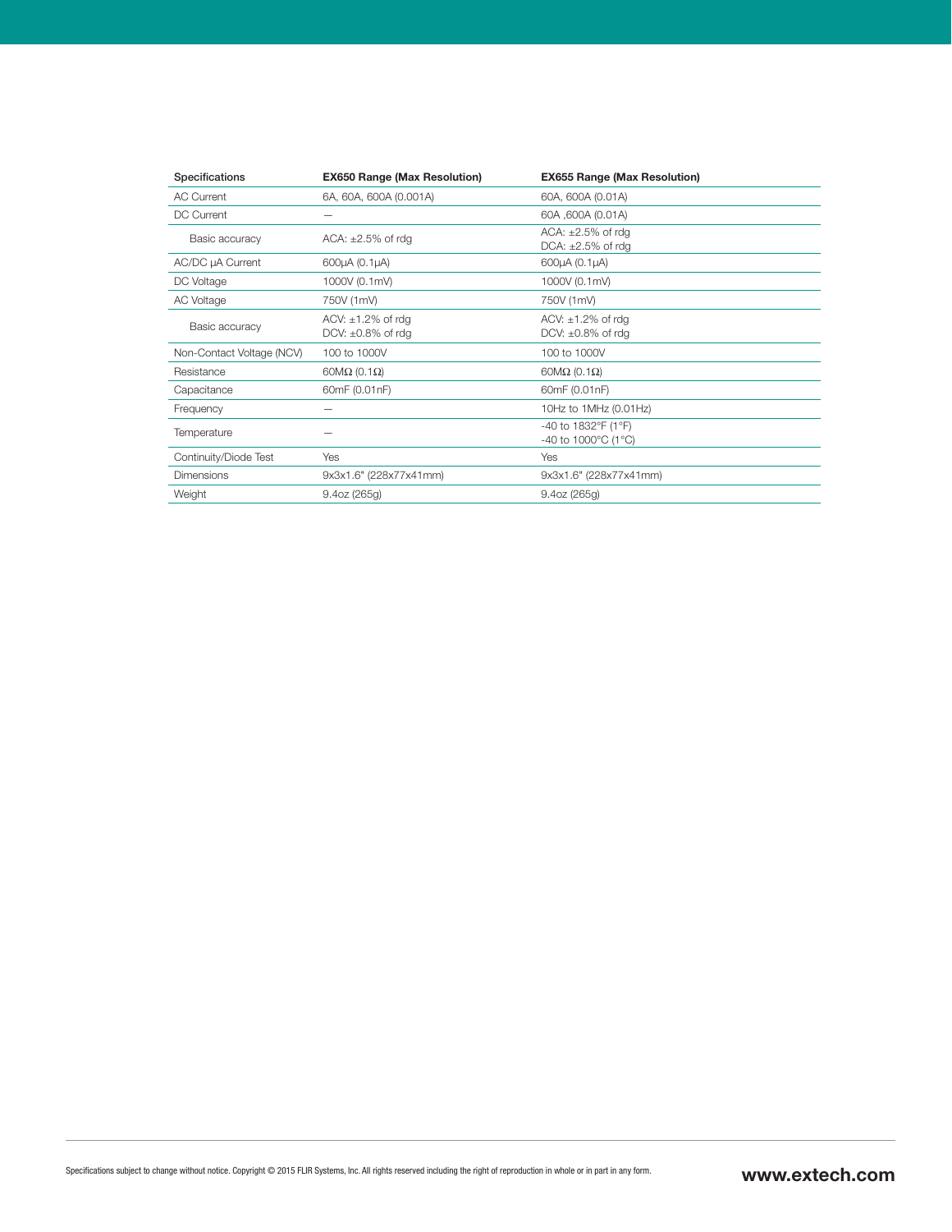| Specifications | EX650 Range (Max Resolution) | EX655 Range (Max Resolution) |
|---|---|---|
| AC Current | 6A, 60A, 600A (0.001A) | 60A, 600A (0.01A) |
| DC Current | — | 60A ,600A (0.01A) |
| Basic accuracy | ACA: ±2.5% of rdg | ACA: ±2.5% of rdg<br>DCA: ±2.5% of rdg |
| AC/DC µA Current | 600µA (0.1µA) | 600µA (0.1µA) |
| DC Voltage | 1000V (0.1mV) | 1000V (0.1mV) |
| AC Voltage | 750V (1mV) | 750V (1mV) |
| Basic accuracy | ACV: ±1.2% of rdg<br>DCV: ±0.8% of rdg | ACV: ±1.2% of rdg<br>DCV: ±0.8% of rdg |
| Non-Contact Voltage (NCV) | 100 to 1000V | 100 to 1000V |
| Resistance | 60MΩ (0.1Ω) | 60MΩ (0.1Ω) |
| Capacitance | 60mF (0.01nF) | 60mF (0.01nF) |
| Frequency | — | 10Hz to 1MHz (0.01Hz) |
| Temperature | — | -40 to 1832°F (1°F)<br>-40 to 1000°C (1°C) |
| Continuity/Diode Test | Yes | Yes |
| Dimensions | 9x3x1.6" (228x77x41mm) | 9x3x1.6" (228x77x41mm) |
| Weight | 9.4oz (265g) | 9.4oz (265g) |

Specifications subject to change without notice. Copyright © 2015 FLIR Systems, Inc. All rights reserved including the right of reproduction in whole or in part in any form.

**www.extech.com**